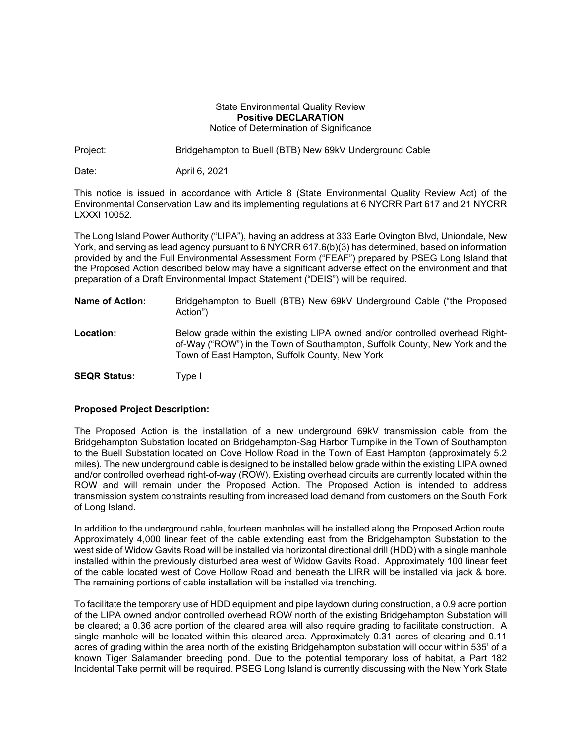State Environmental Quality Review
**Positive DECLARATION**
Notice of Determination of Significance

Project: Bridgehampton to Buell (BTB) New 69kV Underground Cable

Date: April 6, 2021

This notice is issued in accordance with Article 8 (State Environmental Quality Review Act) of the Environmental Conservation Law and its implementing regulations at 6 NYCRR Part 617 and 21 NYCRR LXXXI 10052.

The Long Island Power Authority ("LIPA"), having an address at 333 Earle Ovington Blvd, Uniondale, New York, and serving as lead agency pursuant to 6 NYCRR 617.6(b)(3) has determined, based on information provided by and the Full Environmental Assessment Form ("FEAF") prepared by PSEG Long Island that the Proposed Action described below may have a significant adverse effect on the environment and that preparation of a Draft Environmental Impact Statement ("DEIS") will be required.

**Name of Action:** Bridgehampton to Buell (BTB) New 69kV Underground Cable ("the Proposed Action")

**Location:** Below grade within the existing LIPA owned and/or controlled overhead Right-of-Way ("ROW") in the Town of Southampton, Suffolk County, New York and the Town of East Hampton, Suffolk County, New York

**SEQR Status:** Type I

**Proposed Project Description:**

The Proposed Action is the installation of a new underground 69kV transmission cable from the Bridgehampton Substation located on Bridgehampton-Sag Harbor Turnpike in the Town of Southampton to the Buell Substation located on Cove Hollow Road in the Town of East Hampton (approximately 5.2 miles). The new underground cable is designed to be installed below grade within the existing LIPA owned and/or controlled overhead right-of-way (ROW). Existing overhead circuits are currently located within the ROW and will remain under the Proposed Action. The Proposed Action is intended to address transmission system constraints resulting from increased load demand from customers on the South Fork of Long Island.

In addition to the underground cable, fourteen manholes will be installed along the Proposed Action route. Approximately 4,000 linear feet of the cable extending east from the Bridgehampton Substation to the west side of Widow Gavits Road will be installed via horizontal directional drill (HDD) with a single manhole installed within the previously disturbed area west of Widow Gavits Road. Approximately 100 linear feet of the cable located west of Cove Hollow Road and beneath the LIRR will be installed via jack & bore. The remaining portions of cable installation will be installed via trenching.

To facilitate the temporary use of HDD equipment and pipe laydown during construction, a 0.9 acre portion of the LIPA owned and/or controlled overhead ROW north of the existing Bridgehampton Substation will be cleared; a 0.36 acre portion of the cleared area will also require grading to facilitate construction. A single manhole will be located within this cleared area. Approximately 0.31 acres of clearing and 0.11 acres of grading within the area north of the existing Bridgehampton substation will occur within 535' of a known Tiger Salamander breeding pond. Due to the potential temporary loss of habitat, a Part 182 Incidental Take permit will be required. PSEG Long Island is currently discussing with the New York State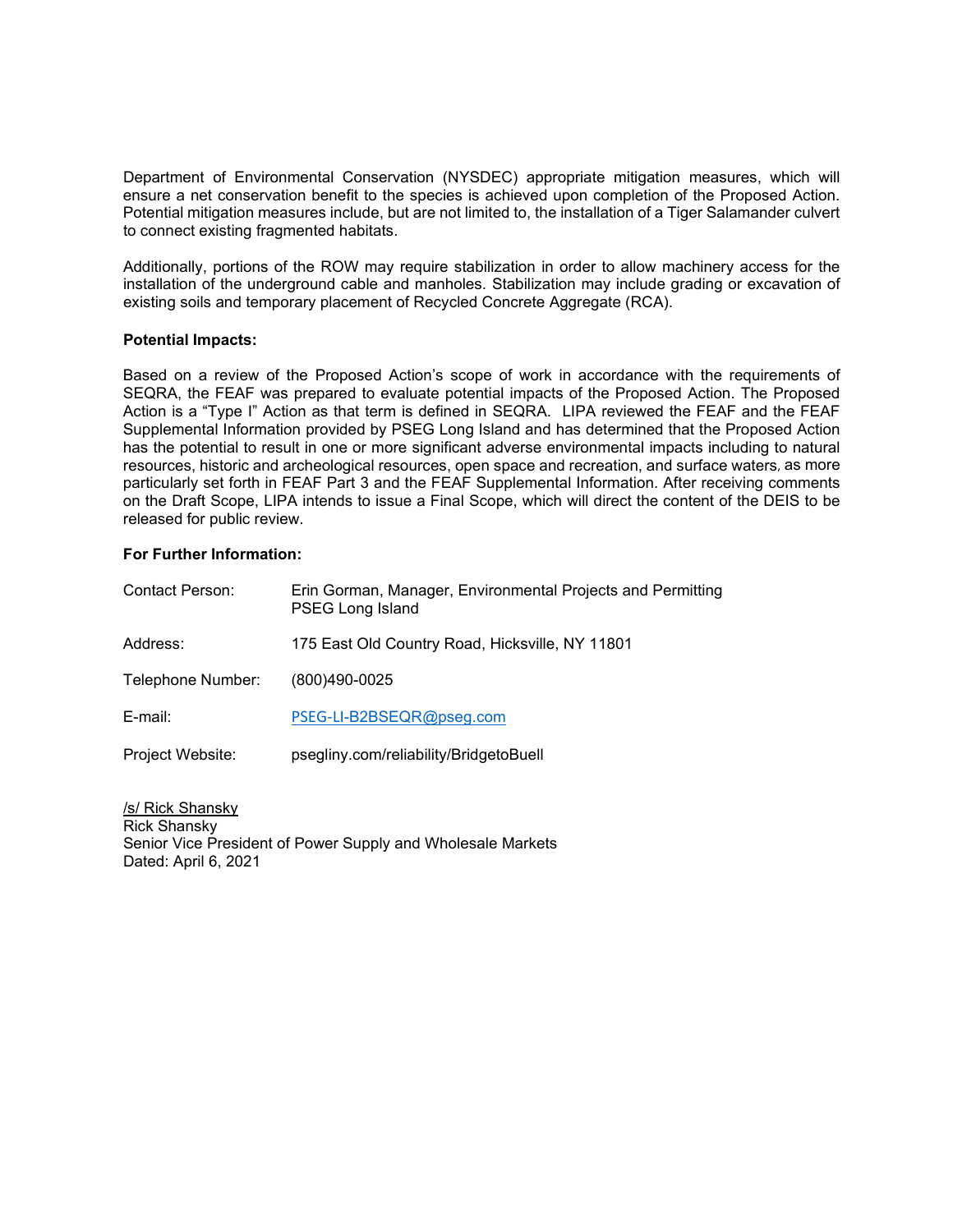Department of Environmental Conservation (NYSDEC) appropriate mitigation measures, which will ensure a net conservation benefit to the species is achieved upon completion of the Proposed Action. Potential mitigation measures include, but are not limited to, the installation of a Tiger Salamander culvert to connect existing fragmented habitats.

Additionally, portions of the ROW may require stabilization in order to allow machinery access for the installation of the underground cable and manholes. Stabilization may include grading or excavation of existing soils and temporary placement of Recycled Concrete Aggregate (RCA).

**Potential Impacts:**

Based on a review of the Proposed Action's scope of work in accordance with the requirements of SEQRA, the FEAF was prepared to evaluate potential impacts of the Proposed Action. The Proposed Action is a "Type I" Action as that term is defined in SEQRA. LIPA reviewed the FEAF and the FEAF Supplemental Information provided by PSEG Long Island and has determined that the Proposed Action has the potential to result in one or more significant adverse environmental impacts including to natural resources, historic and archeological resources, open space and recreation, and surface waters, as more particularly set forth in FEAF Part 3 and the FEAF Supplemental Information. After receiving comments on the Draft Scope, LIPA intends to issue a Final Scope, which will direct the content of the DEIS to be released for public review.

**For Further Information:**

| | |
|---|---|
| Contact Person: | Erin Gorman, Manager, Environmental Projects and Permitting<br>PSEG Long Island |
| Address: | 175 East Old Country Road, Hicksville, NY 11801 |
| Telephone Number: | (800)490-0025 |
| E-mail: | PSEG-LI-B2BSEQR@pseg.com |
| Project Website: | psegliny.com/reliability/BridgetoBuell |

/s/ Rick Shansky
Rick Shansky
Senior Vice President of Power Supply and Wholesale Markets
Dated: April 6, 2021